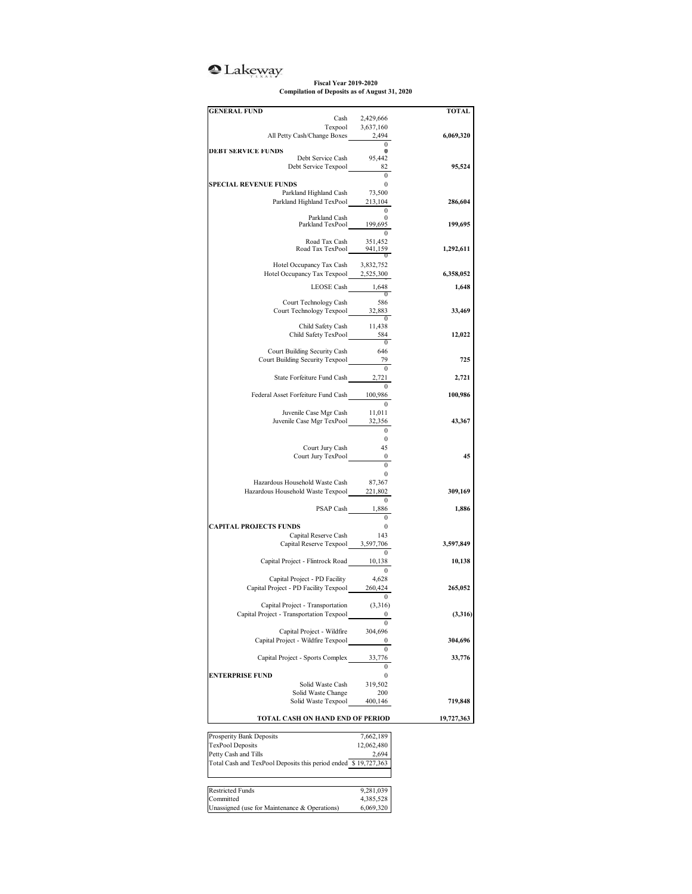Lakeway

**Fiscal Year 2019-2020**
**Compilation of Deposits as of August 31, 2020**

| GENERAL FUND | | TOTAL |
|---|---|---|
| Cash | 2,429,666 | |
| Texpool | 3,637,160 | |
| All Petty Cash/Change Boxes | 2,494 | **6,069,320** |
| | 0 | |
| **DEBT SERVICE FUNDS** | 0 | |
| Debt Service Cash | 95,442 | |
| Debt Service Texpool | 82 | **95,524** |
| | 0 | |
| **SPECIAL REVENUE FUNDS** | 0 | |
| Parkland Highland Cash | 73,500 | |
| Parkland Highland TexPool | 213,104 | **286,604** |
| | 0 | |
| Parkland Cash | 0 | |
| Parkland TexPool | 199,695 | **199,695** |
| | 0 | |
| Road Tax Cash | 351,452 | |
| Road Tax TexPool | 941,159 | **1,292,611** |
| | 0 | |
| Hotel Occupancy Tax Cash | 3,832,752 | |
| Hotel Occupancy Tax Texpool | 2,525,300 | **6,358,052** |
| LEOSE Cash | 1,648 | **1,648** |
| | 0 | |
| Court Technology Cash | 586 | |
| Court Technology Texpool | 32,883 | **33,469** |
| | 0 | |
| Child Safety Cash | 11,438 | |
| Child Safety TexPool | 584 | **12,022** |
| | 0 | |
| Court Building Security Cash | 646 | |
| Court Building Security Texpool | 79 | **725** |
| | 0 | |
| State Forfeiture Fund Cash | 2,721 | **2,721** |
| | 0 | |
| Federal Asset Forfeiture Fund Cash | 100,986 | **100,986** |
| | 0 | |
| Juvenile Case Mgr Cash | 11,011 | |
| Juvenile Case Mgr TexPool | 32,356 | **43,367** |
| | 0 | |
| | 0 | |
| Court Jury Cash | 45 | |
| Court Jury TexPool | 0 | **45** |
| | 0 | |
| | 0 | |
| Hazardous Household Waste Cash | 87,367 | |
| Hazardous Household Waste Texpool | 221,802 | **309,169** |
| | 0 | |
| PSAP Cash | 1,886 | **1,886** |
| | 0 | |
| **CAPITAL PROJECTS FUNDS** | 0 | |
| Capital Reserve Cash | 143 | |
| Capital Reserve Texpool | 3,597,706 | **3,597,849** |
| | 0 | |
| Capital Project - Flintrock Road | 10,138 | **10,138** |
| | 0 | |
| Capital Project - PD Facility | 4,628 | |
| Capital Project - PD Facility Texpool | 260,424 | **265,052** |
| | 0 | |
| Capital Project - Transportation | (3,316) | |
| Capital Project - Transportation Texpool | 0 | **(3,316)** |
| | 0 | |
| Capital Project - Wildfire | 304,696 | |
| Capital Project - Wildfire Texpool | 0 | **304,696** |
| | 0 | |
| Capital Project - Sports Complex | 33,776 | **33,776** |
| | 0 | |
| **ENTERPRISE FUND** | 0 | |
| Solid Waste Cash | 319,502 | |
| Solid Waste Change | 200 | |
| Solid Waste Texpool | 400,146 | **719,848** |
| **TOTAL CASH ON HAND END OF PERIOD** | | **19,727,363** |

| | |
|---|---|
| Prosperity Bank Deposits | 7,662,189 |
| TexPool Deposits | 12,062,480 |
| Petty Cash and Tills | 2,694 |
| Total Cash and TexPool Deposits this period ended | $ 19,727,363 |

| | |
|---|---|
| Restricted Funds | 9,281,039 |
| Committed | 4,385,528 |
| Unassigned (use for Maintenance & Operations) | 6,069,320 |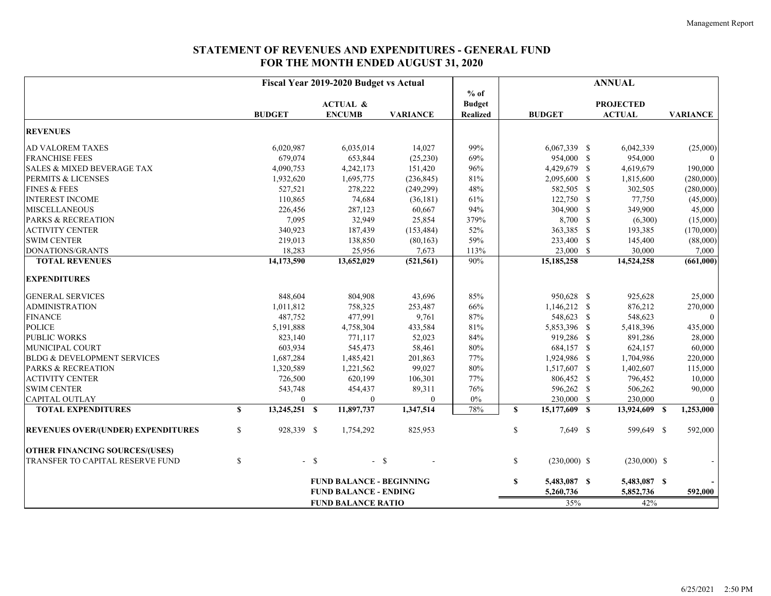## STATEMENT OF REVENUES AND EXPENDITURES - GENERAL FUND
## FOR THE MONTH ENDED AUGUST 31, 2020

| | Fiscal Year 2019-2020 Budget vs Actual | | | % of Budget Realized | ANNUAL | | |
|---|---|---|---|---|---|---|---|
| | BUDGET | ACTUAL & ENCUMB | VARIANCE | | BUDGET | PROJECTED ACTUAL | VARIANCE |
| **REVENUES** | | | | | | | |
| AD VALOREM TAXES | 6,020,987 | 6,035,014 | 14,027 | 99% | 6,067,339 | $ 6,042,339 | (25,000) |
| FRANCHISE FEES | 679,074 | 653,844 | (25,230) | 69% | 954,000 | $ 954,000 | 0 |
| SALES & MIXED BEVERAGE TAX | 4,090,753 | 4,242,173 | 151,420 | 96% | 4,429,679 | $ 4,619,679 | 190,000 |
| PERMITS & LICENSES | 1,932,620 | 1,695,775 | (236,845) | 81% | 2,095,600 | $ 1,815,600 | (280,000) |
| FINES & FEES | 527,521 | 278,222 | (249,299) | 48% | 582,505 | $ 302,505 | (280,000) |
| INTEREST INCOME | 110,865 | 74,684 | (36,181) | 61% | 122,750 | $ 77,750 | (45,000) |
| MISCELLANEOUS | 226,456 | 287,123 | 60,667 | 94% | 304,900 | $ 349,900 | 45,000 |
| PARKS & RECREATION | 7,095 | 32,949 | 25,854 | 379% | 8,700 | $ (6,300) | (15,000) |
| ACTIVITY CENTER | 340,923 | 187,439 | (153,484) | 52% | 363,385 | $ 193,385 | (170,000) |
| SWIM CENTER | 219,013 | 138,850 | (80,163) | 59% | 233,400 | $ 145,400 | (88,000) |
| DONATIONS/GRANTS | 18,283 | 25,956 | 7,673 | 113% | 23,000 | $ 30,000 | 7,000 |
| **TOTAL REVENUES** | **14,173,590** | **13,652,029** | **(521,561)** | 90% | **15,185,258** | **14,524,258** | **(661,000)** |
| **EXPENDITURES** | | | | | | | |
| GENERAL SERVICES | 848,604 | 804,908 | 43,696 | 85% | 950,628 | $ 925,628 | 25,000 |
| ADMINISTRATION | 1,011,812 | 758,325 | 253,487 | 66% | 1,146,212 | $ 876,212 | 270,000 |
| FINANCE | 487,752 | 477,991 | 9,761 | 87% | 548,623 | $ 548,623 | 0 |
| POLICE | 5,191,888 | 4,758,304 | 433,584 | 81% | 5,853,396 | $ 5,418,396 | 435,000 |
| PUBLIC WORKS | 823,140 | 771,117 | 52,023 | 84% | 919,286 | $ 891,286 | 28,000 |
| MUNICIPAL COURT | 603,934 | 545,473 | 58,461 | 80% | 684,157 | $ 624,157 | 60,000 |
| BLDG & DEVELOPMENT SERVICES | 1,687,284 | 1,485,421 | 201,863 | 77% | 1,924,986 | $ 1,704,986 | 220,000 |
| PARKS & RECREATION | 1,320,589 | 1,221,562 | 99,027 | 80% | 1,517,607 | $ 1,402,607 | 115,000 |
| ACTIVITY CENTER | 726,500 | 620,199 | 106,301 | 77% | 806,452 | $ 796,452 | 10,000 |
| SWIM CENTER | 543,748 | 454,437 | 89,311 | 76% | 596,262 | $ 506,262 | 90,000 |
| CAPITAL OUTLAY | 0 | 0 | 0 | 0% | 230,000 | $ 230,000 | 0 |
| **TOTAL EXPENDITURES** | **$ 13,245,251** | **$ 11,897,737** | **1,347,514** | 78% | **$ 15,177,609** | **$ 13,924,609** | **$ 1,253,000** |
| **REVENUES OVER/(UNDER) EXPENDITURES** | $ 928,339 | $ 1,754,292 | 825,953 | | $ 7,649 | $ 599,649 | $ 592,000 |
| **OTHER FINANCING SOURCES/(USES)** | | | | | | | |
| TRANSFER TO CAPITAL RESERVE FUND | $ - | $ - | $ - | | $ (230,000) | $ (230,000) | $ - |
| | | **FUND BALANCE - BEGINNING** | | | **$ 5,483,087** | **$ 5,483,087** | **$ -** |
| | | **FUND BALANCE - ENDING** | | | **5,260,736** | **5,852,736** | **592,000** |
| | | **FUND BALANCE RATIO** | | | 35% | 42% | |